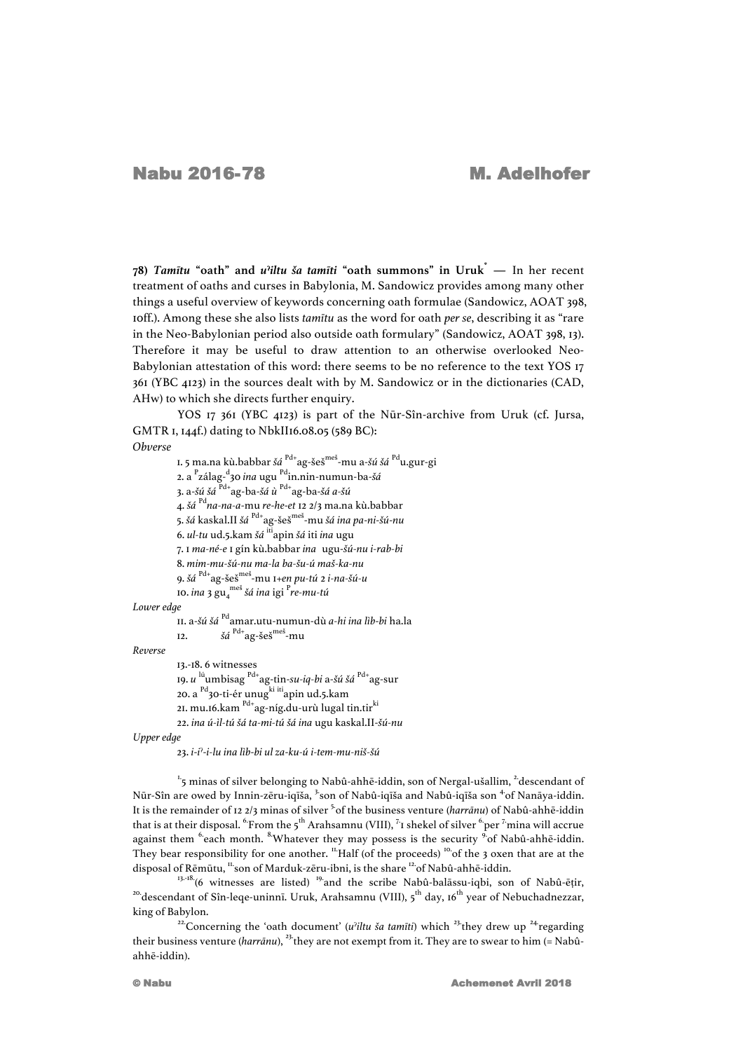**78) *Tamītu* "oath" and *uʾiltu ša tamīti* "oath summons" in Uruk*** — In her recent treatment of oaths and curses in Babylonia, M. Sandowicz provides among many other things a useful overview of keywords concerning oath formulae (Sandowicz, AOAT 398, 10ff.). Among these she also lists *tamītu* as the word for oath *per se*, describing it as "rare in the Neo-Babylonian period also outside oath formulary" (Sandowicz, AOAT 398, 13). Therefore it may be useful to draw attention to an otherwise overlooked Neo-Babylonian attestation of this word: there seems to be no reference to the text YOS 17 361 (YBC 4123) in the sources dealt with by M. Sandowicz or in the dictionaries (CAD, AHw) to which she directs further enquiry.

YOS 17 361 (YBC 4123) is part of the Nūr-Sîn-archive from Uruk (cf. Jursa, GMTR 1, 144f.) dating to NbkII16.08.05 (589 BC):

*Obverse*

1. 5 ma.na kù.babbar *šá* [Pd+]ag-šeš[meš]-mu a-*šú šá* [Pd]u.gur-gi
2. a [P]zálag-[d]30 *ina* ugu [Pd]in.nin-numun-ba-*šá*
3. a-*šú šá* [Pd+]ag-ba-*šá ù* [Pd+]ag-ba-*šá a-šú*
4. *šá* [Pd]*na-na-a*-mu *re-he-et* 12 2/3 ma.na kù.babbar
5. *šá* kaskal.II *šá* [Pd+]ag-šeš[meš]-mu *šá ina pa-ni-šú-nu*
6. *ul-tu* ud.5.kam *šá* [iti]apin *šá* iti *ina* ugu
7. 1 *ma-né-e* 1 gín kù.babbar *ina* ugu-*šú-nu i-rab-bi*
8. *mim-mu-šú-nu ma-la ba-šu-ú maš-ka-nu*
9. *šá* [Pd+]ag-šeš[meš]-mu 1+*en pu-tú* 2 *i-na-šú-u*
10. *ina* 3 gu$_4$[meš] *šá ina* igi [P]*re-mu-tú*

*Lower edge*

11. a-*šú šá* [Pd]amar.utu-numun-dù *a-hi ina lìb-bi* ha.la
12. *šá* [Pd+]ag-šeš[meš]-mu

*Reverse*

13.-18. 6 witnesses
19. *u* [lú]umbisag [Pd+]ag-tin-*su-iq-bi* a-*šú šá* [Pd+]ag-sur
20. a [Pd]30-ti-ér unug[ki iti]apin ud.5.kam
21. mu.16.kam [Pd+]ag-níg.du-urù lugal tin.tir[ki]
22. *ina ú-il-tú šá ta-mi-tú šá ina* ugu kaskal.II-*šú-nu*

*Upper edge*

23. *i-iʾ-i-lu ina lìb-bi ul za-ku-ú i-tem-mu-niš-šú*

[1.]5 minas of silver belonging to Nabû-ahhē-iddin, son of Nergal-ušallim, [2.]descendant of Nūr-Sîn are owed by Innin-zēru-iqīša, [3.]son of Nabû-iqīša and Nabû-iqīša son [4.]of Nanāya-iddin. It is the remainder of 12 2/3 minas of silver [5.]of the business venture (*harrānu*) of Nabû-ahhē-iddin that is at their disposal. [6.]From the 5[th] Arahsamnu (VIII), [7.]1 shekel of silver [6.]per [7.]mina will accrue against them [6.]each month. [8.]Whatever they may possess is the security [9.]of Nabû-ahhē-iddin. They bear responsibility for one another. [11.]Half (of the proceeds) [10.]of the 3 oxen that are at the disposal of Rēmūtu, [11.]son of Marduk-zēru-ibni, is the share [12.]of Nabû-ahhē-iddin.

[13.-18.](6 witnesses are listed) [19.]and the scribe Nabû-balāssu-iqbi, son of Nabû-ēṭir, [20.]descendant of Sîn-leqe-uninnī. Uruk, Arahsamnu (VIII), 5[th] day, 16[th] year of Nebuchadnezzar, king of Babylon.

[22.]Concerning the 'oath document' (*uʾiltu ša tamīti*) which [23.]they drew up [24.]regarding their business venture (*harrānu*), [23.]they are not exempt from it. They are to swear to him (= Nabû-ahhē-iddin).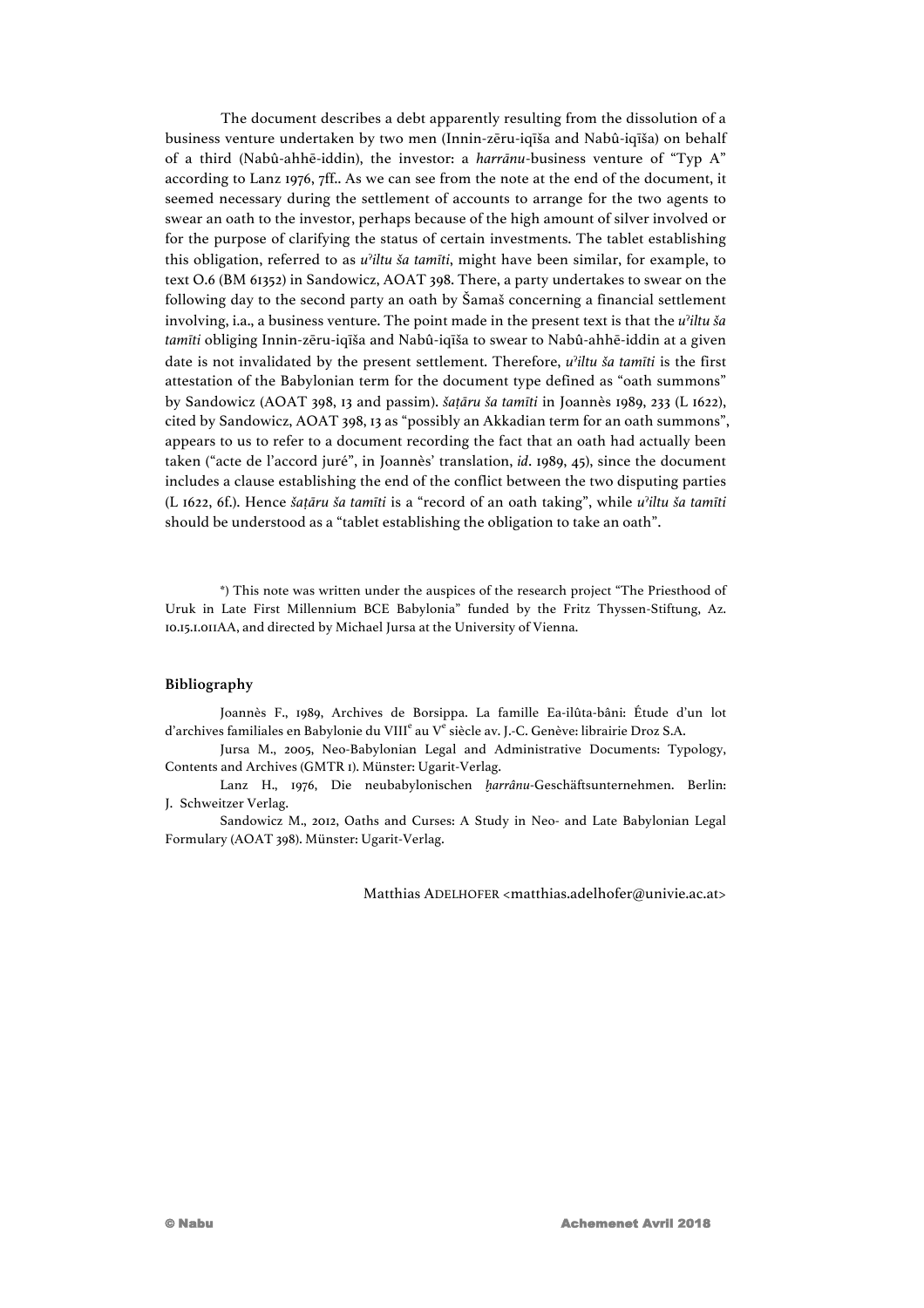The document describes a debt apparently resulting from the dissolution of a business venture undertaken by two men (Innin-zēru-iqīša and Nabû-iqīša) on behalf of a third (Nabû-ahhē-iddin), the investor: a *harrānu*-business venture of "Typ A" according to Lanz 1976, 7ff.. As we can see from the note at the end of the document, it seemed necessary during the settlement of accounts to arrange for the two agents to swear an oath to the investor, perhaps because of the high amount of silver involved or for the purpose of clarifying the status of certain investments. The tablet establishing this obligation, referred to as *u'iltu ša tamīti*, might have been similar, for example, to text O.6 (BM 61352) in Sandowicz, AOAT 398. There, a party undertakes to swear on the following day to the second party an oath by Šamaš concerning a financial settlement involving, i.a., a business venture. The point made in the present text is that the *u'iltu ša tamīti* obliging Innin-zēru-iqīša and Nabû-iqīša to swear to Nabû-ahhē-iddin at a given date is not invalidated by the present settlement. Therefore, *u'iltu ša tamīti* is the first attestation of the Babylonian term for the document type defined as "oath summons" by Sandowicz (AOAT 398, 13 and passim). *šaṭāru ša tamīti* in Joannès 1989, 233 (L 1622), cited by Sandowicz, AOAT 398, 13 as "possibly an Akkadian term for an oath summons", appears to us to refer to a document recording the fact that an oath had actually been taken ("acte de l'accord juré", in Joannès' translation, *id*. 1989, 45), since the document includes a clause establishing the end of the conflict between the two disputing parties (L 1622, 6f.). Hence *šaṭāru ša tamīti* is a "record of an oath taking", while *u'iltu ša tamīti* should be understood as a "tablet establishing the obligation to take an oath".

*) This note was written under the auspices of the research project "The Priesthood of Uruk in Late First Millennium BCE Babylonia" funded by the Fritz Thyssen-Stiftung, Az. 10.15.1.011AA, and directed by Michael Jursa at the University of Vienna.

**Bibliography**

Joannès F., 1989, Archives de Borsippa. La famille Ea-ilûta-bâni: Étude d'un lot d'archives familiales en Babylonie du VIII[e] au V[e] siècle av. J.-C. Genève: librairie Droz S.A.

Jursa M., 2005, Neo-Babylonian Legal and Administrative Documents: Typology, Contents and Archives (GMTR 1). Münster: Ugarit-Verlag.

Lanz H., 1976, Die neubabylonischen *ḫarrânu*-Geschäftsunternehmen. Berlin: J. Schweitzer Verlag.

Sandowicz M., 2012, Oaths and Curses: A Study in Neo- and Late Babylonian Legal Formulary (AOAT 398). Münster: Ugarit-Verlag.

Matthias ADELHOFER <matthias.adelhofer@univie.ac.at>